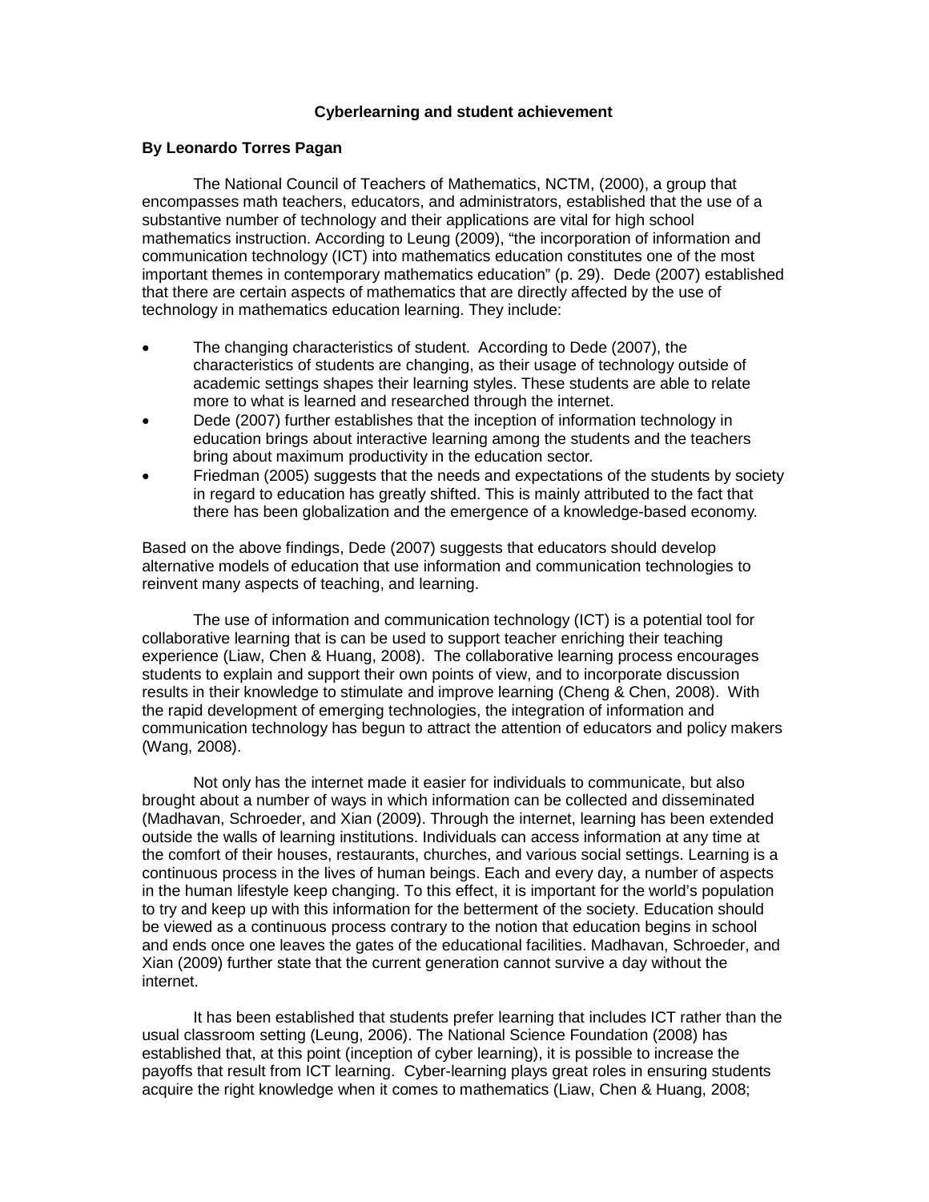# Cyberlearning and student achievement

**By Leonardo Torres Pagan**

The National Council of Teachers of Mathematics, NCTM, (2000), a group that encompasses math teachers, educators, and administrators, established that the use of a substantive number of technology and their applications are vital for high school mathematics instruction. According to Leung (2009), "the incorporation of information and communication technology (ICT) into mathematics education constitutes one of the most important themes in contemporary mathematics education" (p. 29). Dede (2007) established that there are certain aspects of mathematics that are directly affected by the use of technology in mathematics education learning. They include:

- The changing characteristics of student. According to Dede (2007), the characteristics of students are changing, as their usage of technology outside of academic settings shapes their learning styles. These students are able to relate more to what is learned and researched through the internet.
- Dede (2007) further establishes that the inception of information technology in education brings about interactive learning among the students and the teachers bring about maximum productivity in the education sector.
- Friedman (2005) suggests that the needs and expectations of the students by society in regard to education has greatly shifted. This is mainly attributed to the fact that there has been globalization and the emergence of a knowledge-based economy.

Based on the above findings, Dede (2007) suggests that educators should develop alternative models of education that use information and communication technologies to reinvent many aspects of teaching, and learning.

The use of information and communication technology (ICT) is a potential tool for collaborative learning that is can be used to support teacher enriching their teaching experience (Liaw, Chen & Huang, 2008). The collaborative learning process encourages students to explain and support their own points of view, and to incorporate discussion results in their knowledge to stimulate and improve learning (Cheng & Chen, 2008). With the rapid development of emerging technologies, the integration of information and communication technology has begun to attract the attention of educators and policy makers (Wang, 2008).

Not only has the internet made it easier for individuals to communicate, but also brought about a number of ways in which information can be collected and disseminated (Madhavan, Schroeder, and Xian (2009). Through the internet, learning has been extended outside the walls of learning institutions. Individuals can access information at any time at the comfort of their houses, restaurants, churches, and various social settings. Learning is a continuous process in the lives of human beings. Each and every day, a number of aspects in the human lifestyle keep changing. To this effect, it is important for the world's population to try and keep up with this information for the betterment of the society. Education should be viewed as a continuous process contrary to the notion that education begins in school and ends once one leaves the gates of the educational facilities. Madhavan, Schroeder, and Xian (2009) further state that the current generation cannot survive a day without the internet.

It has been established that students prefer learning that includes ICT rather than the usual classroom setting (Leung, 2006). The National Science Foundation (2008) has established that, at this point (inception of cyber learning), it is possible to increase the payoffs that result from ICT learning. Cyber-learning plays great roles in ensuring students acquire the right knowledge when it comes to mathematics (Liaw, Chen & Huang, 2008;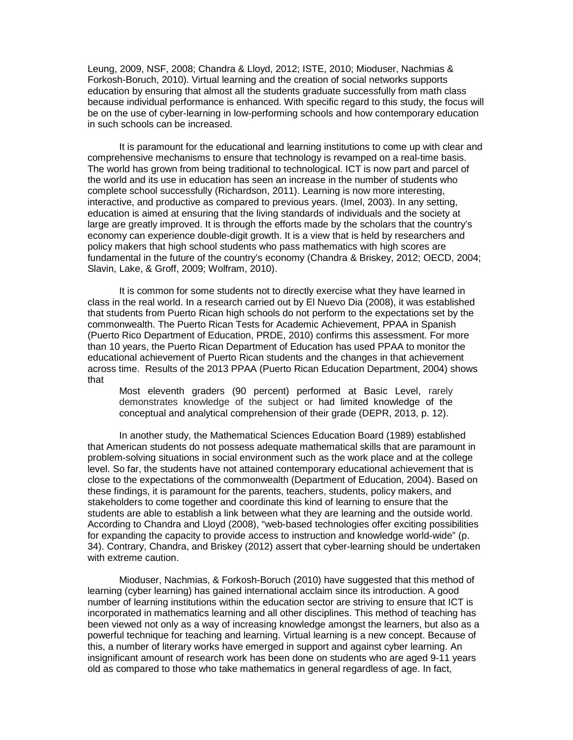Leung, 2009, NSF, 2008; Chandra & Lloyd, 2012; ISTE, 2010; Mioduser, Nachmias & Forkosh-Boruch, 2010). Virtual learning and the creation of social networks supports education by ensuring that almost all the students graduate successfully from math class because individual performance is enhanced. With specific regard to this study, the focus will be on the use of cyber-learning in low-performing schools and how contemporary education in such schools can be increased.

It is paramount for the educational and learning institutions to come up with clear and comprehensive mechanisms to ensure that technology is revamped on a real-time basis. The world has grown from being traditional to technological. ICT is now part and parcel of the world and its use in education has seen an increase in the number of students who complete school successfully (Richardson, 2011). Learning is now more interesting, interactive, and productive as compared to previous years. (Imel, 2003). In any setting, education is aimed at ensuring that the living standards of individuals and the society at large are greatly improved. It is through the efforts made by the scholars that the country's economy can experience double-digit growth. It is a view that is held by researchers and policy makers that high school students who pass mathematics with high scores are fundamental in the future of the country's economy (Chandra & Briskey, 2012; OECD, 2004; Slavin, Lake, & Groff, 2009; Wolfram, 2010).

It is common for some students not to directly exercise what they have learned in class in the real world. In a research carried out by El Nuevo Dia (2008), it was established that students from Puerto Rican high schools do not perform to the expectations set by the commonwealth. The Puerto Rican Tests for Academic Achievement, PPAA in Spanish (Puerto Rico Department of Education, PRDE, 2010) confirms this assessment. For more than 10 years, the Puerto Rican Department of Education has used PPAA to monitor the educational achievement of Puerto Rican students and the changes in that achievement across time. Results of the 2013 PPAA (Puerto Rican Education Department, 2004) shows that

> Most eleventh graders (90 percent) performed at Basic Level, rarely demonstrates knowledge of the subject or had limited knowledge of the conceptual and analytical comprehension of their grade (DEPR, 2013, p. 12).

In another study, the Mathematical Sciences Education Board (1989) established that American students do not possess adequate mathematical skills that are paramount in problem-solving situations in social environment such as the work place and at the college level. So far, the students have not attained contemporary educational achievement that is close to the expectations of the commonwealth (Department of Education, 2004). Based on these findings, it is paramount for the parents, teachers, students, policy makers, and stakeholders to come together and coordinate this kind of learning to ensure that the students are able to establish a link between what they are learning and the outside world. According to Chandra and Lloyd (2008), "web-based technologies offer exciting possibilities for expanding the capacity to provide access to instruction and knowledge world-wide" (p. 34). Contrary, Chandra, and Briskey (2012) assert that cyber-learning should be undertaken with extreme caution.

Mioduser, Nachmias, & Forkosh-Boruch (2010) have suggested that this method of learning (cyber learning) has gained international acclaim since its introduction. A good number of learning institutions within the education sector are striving to ensure that ICT is incorporated in mathematics learning and all other disciplines. This method of teaching has been viewed not only as a way of increasing knowledge amongst the learners, but also as a powerful technique for teaching and learning. Virtual learning is a new concept. Because of this, a number of literary works have emerged in support and against cyber learning. An insignificant amount of research work has been done on students who are aged 9-11 years old as compared to those who take mathematics in general regardless of age. In fact,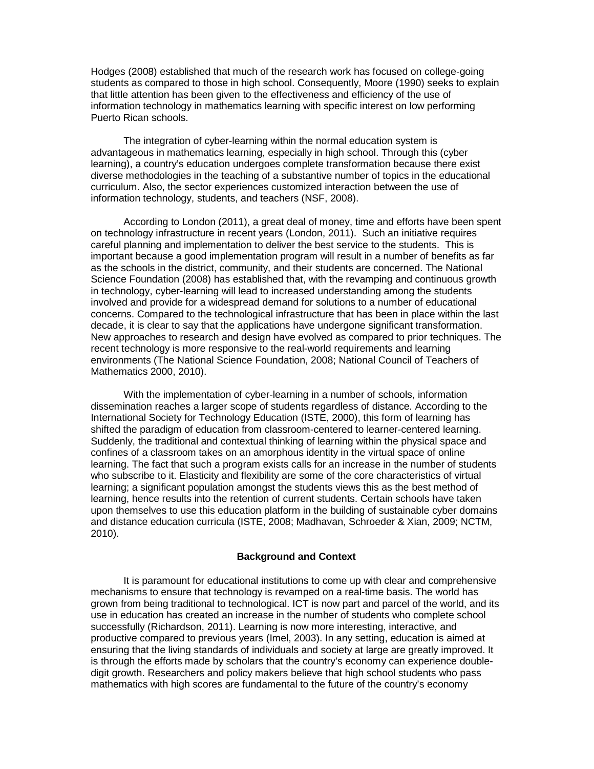Hodges (2008) established that much of the research work has focused on college-going students as compared to those in high school. Consequently, Moore (1990) seeks to explain that little attention has been given to the effectiveness and efficiency of the use of information technology in mathematics learning with specific interest on low performing Puerto Rican schools.

The integration of cyber-learning within the normal education system is advantageous in mathematics learning, especially in high school. Through this (cyber learning), a country's education undergoes complete transformation because there exist diverse methodologies in the teaching of a substantive number of topics in the educational curriculum. Also, the sector experiences customized interaction between the use of information technology, students, and teachers (NSF, 2008).

According to London (2011), a great deal of money, time and efforts have been spent on technology infrastructure in recent years (London, 2011). Such an initiative requires careful planning and implementation to deliver the best service to the students. This is important because a good implementation program will result in a number of benefits as far as the schools in the district, community, and their students are concerned. The National Science Foundation (2008) has established that, with the revamping and continuous growth in technology, cyber-learning will lead to increased understanding among the students involved and provide for a widespread demand for solutions to a number of educational concerns. Compared to the technological infrastructure that has been in place within the last decade, it is clear to say that the applications have undergone significant transformation. New approaches to research and design have evolved as compared to prior techniques. The recent technology is more responsive to the real-world requirements and learning environments (The National Science Foundation, 2008; National Council of Teachers of Mathematics 2000, 2010).

With the implementation of cyber-learning in a number of schools, information dissemination reaches a larger scope of students regardless of distance. According to the International Society for Technology Education (ISTE, 2000), this form of learning has shifted the paradigm of education from classroom-centered to learner-centered learning. Suddenly, the traditional and contextual thinking of learning within the physical space and confines of a classroom takes on an amorphous identity in the virtual space of online learning. The fact that such a program exists calls for an increase in the number of students who subscribe to it. Elasticity and flexibility are some of the core characteristics of virtual learning; a significant population amongst the students views this as the best method of learning, hence results into the retention of current students. Certain schools have taken upon themselves to use this education platform in the building of sustainable cyber domains and distance education curricula (ISTE, 2008; Madhavan, Schroeder & Xian, 2009; NCTM, 2010).

## Background and Context

It is paramount for educational institutions to come up with clear and comprehensive mechanisms to ensure that technology is revamped on a real-time basis. The world has grown from being traditional to technological. ICT is now part and parcel of the world, and its use in education has created an increase in the number of students who complete school successfully (Richardson, 2011). Learning is now more interesting, interactive, and productive compared to previous years (Imel, 2003). In any setting, education is aimed at ensuring that the living standards of individuals and society at large are greatly improved. It is through the efforts made by scholars that the country's economy can experience double-digit growth. Researchers and policy makers believe that high school students who pass mathematics with high scores are fundamental to the future of the country's economy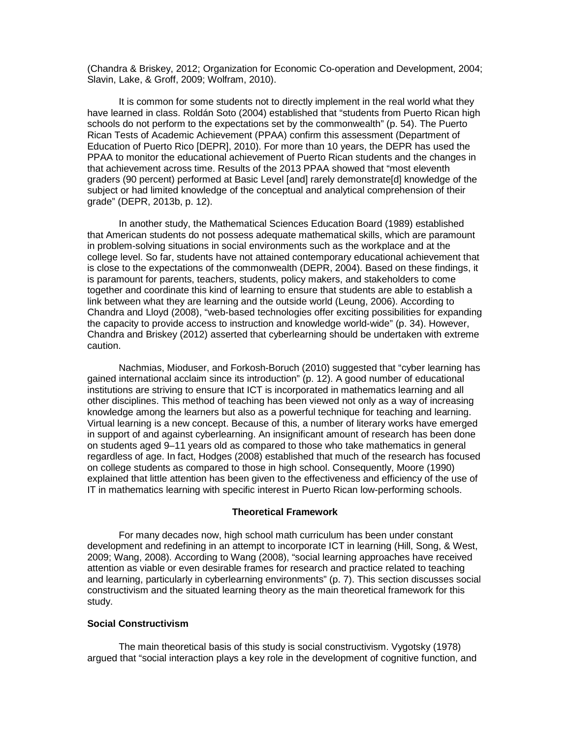(Chandra & Briskey, 2012; Organization for Economic Co-operation and Development, 2004; Slavin, Lake, & Groff, 2009; Wolfram, 2010).

It is common for some students not to directly implement in the real world what they have learned in class. Roldán Soto (2004) established that "students from Puerto Rican high schools do not perform to the expectations set by the commonwealth" (p. 54). The Puerto Rican Tests of Academic Achievement (PPAA) confirm this assessment (Department of Education of Puerto Rico [DEPR], 2010). For more than 10 years, the DEPR has used the PPAA to monitor the educational achievement of Puerto Rican students and the changes in that achievement across time. Results of the 2013 PPAA showed that "most eleventh graders (90 percent) performed at Basic Level [and] rarely demonstrate[d] knowledge of the subject or had limited knowledge of the conceptual and analytical comprehension of their grade" (DEPR, 2013b, p. 12).

In another study, the Mathematical Sciences Education Board (1989) established that American students do not possess adequate mathematical skills, which are paramount in problem-solving situations in social environments such as the workplace and at the college level. So far, students have not attained contemporary educational achievement that is close to the expectations of the commonwealth (DEPR, 2004). Based on these findings, it is paramount for parents, teachers, students, policy makers, and stakeholders to come together and coordinate this kind of learning to ensure that students are able to establish a link between what they are learning and the outside world (Leung, 2006). According to Chandra and Lloyd (2008), "web-based technologies offer exciting possibilities for expanding the capacity to provide access to instruction and knowledge world-wide" (p. 34). However, Chandra and Briskey (2012) asserted that cyberlearning should be undertaken with extreme caution.

Nachmias, Mioduser, and Forkosh-Boruch (2010) suggested that "cyber learning has gained international acclaim since its introduction" (p. 12). A good number of educational institutions are striving to ensure that ICT is incorporated in mathematics learning and all other disciplines. This method of teaching has been viewed not only as a way of increasing knowledge among the learners but also as a powerful technique for teaching and learning. Virtual learning is a new concept. Because of this, a number of literary works have emerged in support of and against cyberlearning. An insignificant amount of research has been done on students aged 9–11 years old as compared to those who take mathematics in general regardless of age. In fact, Hodges (2008) established that much of the research has focused on college students as compared to those in high school. Consequently, Moore (1990) explained that little attention has been given to the effectiveness and efficiency of the use of IT in mathematics learning with specific interest in Puerto Rican low-performing schools.

## Theoretical Framework

For many decades now, high school math curriculum has been under constant development and redefining in an attempt to incorporate ICT in learning (Hill, Song, & West, 2009; Wang, 2008). According to Wang (2008), "social learning approaches have received attention as viable or even desirable frames for research and practice related to teaching and learning, particularly in cyberlearning environments" (p. 7). This section discusses social constructivism and the situated learning theory as the main theoretical framework for this study.

### Social Constructivism

The main theoretical basis of this study is social constructivism. Vygotsky (1978) argued that "social interaction plays a key role in the development of cognitive function, and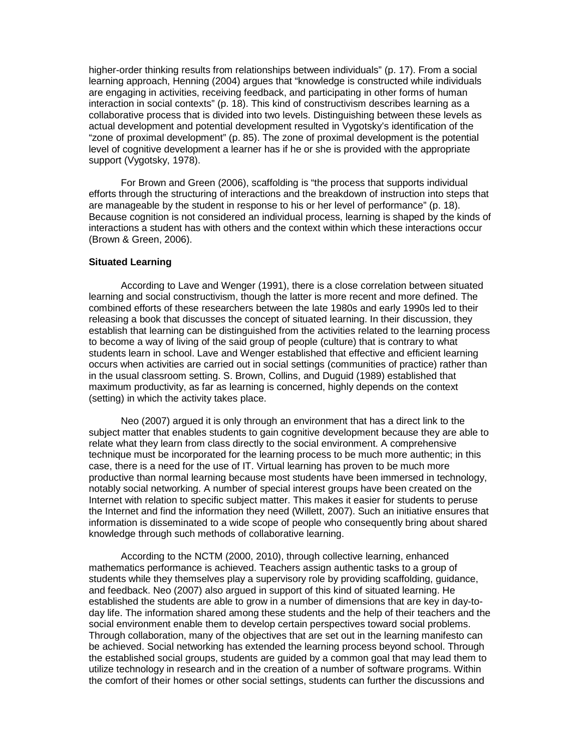higher-order thinking results from relationships between individuals" (p. 17). From a social learning approach, Henning (2004) argues that "knowledge is constructed while individuals are engaging in activities, receiving feedback, and participating in other forms of human interaction in social contexts" (p. 18). This kind of constructivism describes learning as a collaborative process that is divided into two levels. Distinguishing between these levels as actual development and potential development resulted in Vygotsky's identification of the "zone of proximal development" (p. 85). The zone of proximal development is the potential level of cognitive development a learner has if he or she is provided with the appropriate support (Vygotsky, 1978).

For Brown and Green (2006), scaffolding is "the process that supports individual efforts through the structuring of interactions and the breakdown of instruction into steps that are manageable by the student in response to his or her level of performance" (p. 18). Because cognition is not considered an individual process, learning is shaped by the kinds of interactions a student has with others and the context within which these interactions occur (Brown & Green, 2006).

### Situated Learning

According to Lave and Wenger (1991), there is a close correlation between situated learning and social constructivism, though the latter is more recent and more defined. The combined efforts of these researchers between the late 1980s and early 1990s led to their releasing a book that discusses the concept of situated learning. In their discussion, they establish that learning can be distinguished from the activities related to the learning process to become a way of living of the said group of people (culture) that is contrary to what students learn in school. Lave and Wenger established that effective and efficient learning occurs when activities are carried out in social settings (communities of practice) rather than in the usual classroom setting. S. Brown, Collins, and Duguid (1989) established that maximum productivity, as far as learning is concerned, highly depends on the context (setting) in which the activity takes place.

Neo (2007) argued it is only through an environment that has a direct link to the subject matter that enables students to gain cognitive development because they are able to relate what they learn from class directly to the social environment. A comprehensive technique must be incorporated for the learning process to be much more authentic; in this case, there is a need for the use of IT. Virtual learning has proven to be much more productive than normal learning because most students have been immersed in technology, notably social networking. A number of special interest groups have been created on the Internet with relation to specific subject matter. This makes it easier for students to peruse the Internet and find the information they need (Willett, 2007). Such an initiative ensures that information is disseminated to a wide scope of people who consequently bring about shared knowledge through such methods of collaborative learning.

According to the NCTM (2000, 2010), through collective learning, enhanced mathematics performance is achieved. Teachers assign authentic tasks to a group of students while they themselves play a supervisory role by providing scaffolding, guidance, and feedback. Neo (2007) also argued in support of this kind of situated learning. He established the students are able to grow in a number of dimensions that are key in day-to-day life. The information shared among these students and the help of their teachers and the social environment enable them to develop certain perspectives toward social problems. Through collaboration, many of the objectives that are set out in the learning manifesto can be achieved. Social networking has extended the learning process beyond school. Through the established social groups, students are guided by a common goal that may lead them to utilize technology in research and in the creation of a number of software programs. Within the comfort of their homes or other social settings, students can further the discussions and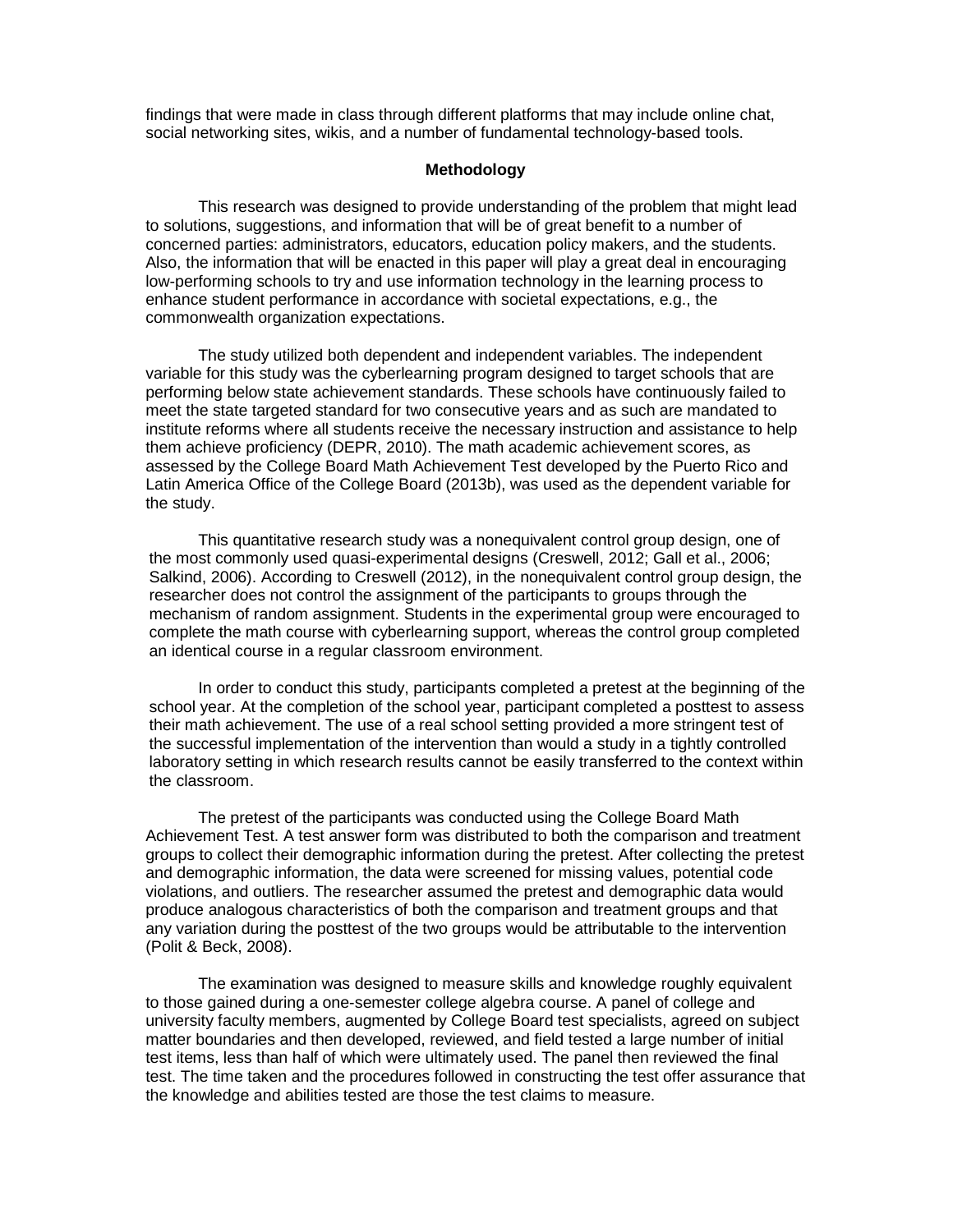findings that were made in class through different platforms that may include online chat, social networking sites, wikis, and a number of fundamental technology-based tools.

## Methodology

This research was designed to provide understanding of the problem that might lead to solutions, suggestions, and information that will be of great benefit to a number of concerned parties: administrators, educators, education policy makers, and the students. Also, the information that will be enacted in this paper will play a great deal in encouraging low-performing schools to try and use information technology in the learning process to enhance student performance in accordance with societal expectations, e.g., the commonwealth organization expectations.

The study utilized both dependent and independent variables. The independent variable for this study was the cyberlearning program designed to target schools that are performing below state achievement standards. These schools have continuously failed to meet the state targeted standard for two consecutive years and as such are mandated to institute reforms where all students receive the necessary instruction and assistance to help them achieve proficiency (DEPR, 2010). The math academic achievement scores, as assessed by the College Board Math Achievement Test developed by the Puerto Rico and Latin America Office of the College Board (2013b), was used as the dependent variable for the study.

This quantitative research study was a nonequivalent control group design, one of the most commonly used quasi-experimental designs (Creswell, 2012; Gall et al., 2006; Salkind, 2006). According to Creswell (2012), in the nonequivalent control group design, the researcher does not control the assignment of the participants to groups through the mechanism of random assignment. Students in the experimental group were encouraged to complete the math course with cyberlearning support, whereas the control group completed an identical course in a regular classroom environment.

In order to conduct this study, participants completed a pretest at the beginning of the school year. At the completion of the school year, participant completed a posttest to assess their math achievement. The use of a real school setting provided a more stringent test of the successful implementation of the intervention than would a study in a tightly controlled laboratory setting in which research results cannot be easily transferred to the context within the classroom.

The pretest of the participants was conducted using the College Board Math Achievement Test. A test answer form was distributed to both the comparison and treatment groups to collect their demographic information during the pretest. After collecting the pretest and demographic information, the data were screened for missing values, potential code violations, and outliers. The researcher assumed the pretest and demographic data would produce analogous characteristics of both the comparison and treatment groups and that any variation during the posttest of the two groups would be attributable to the intervention (Polit & Beck, 2008).

The examination was designed to measure skills and knowledge roughly equivalent to those gained during a one-semester college algebra course. A panel of college and university faculty members, augmented by College Board test specialists, agreed on subject matter boundaries and then developed, reviewed, and field tested a large number of initial test items, less than half of which were ultimately used. The panel then reviewed the final test. The time taken and the procedures followed in constructing the test offer assurance that the knowledge and abilities tested are those the test claims to measure.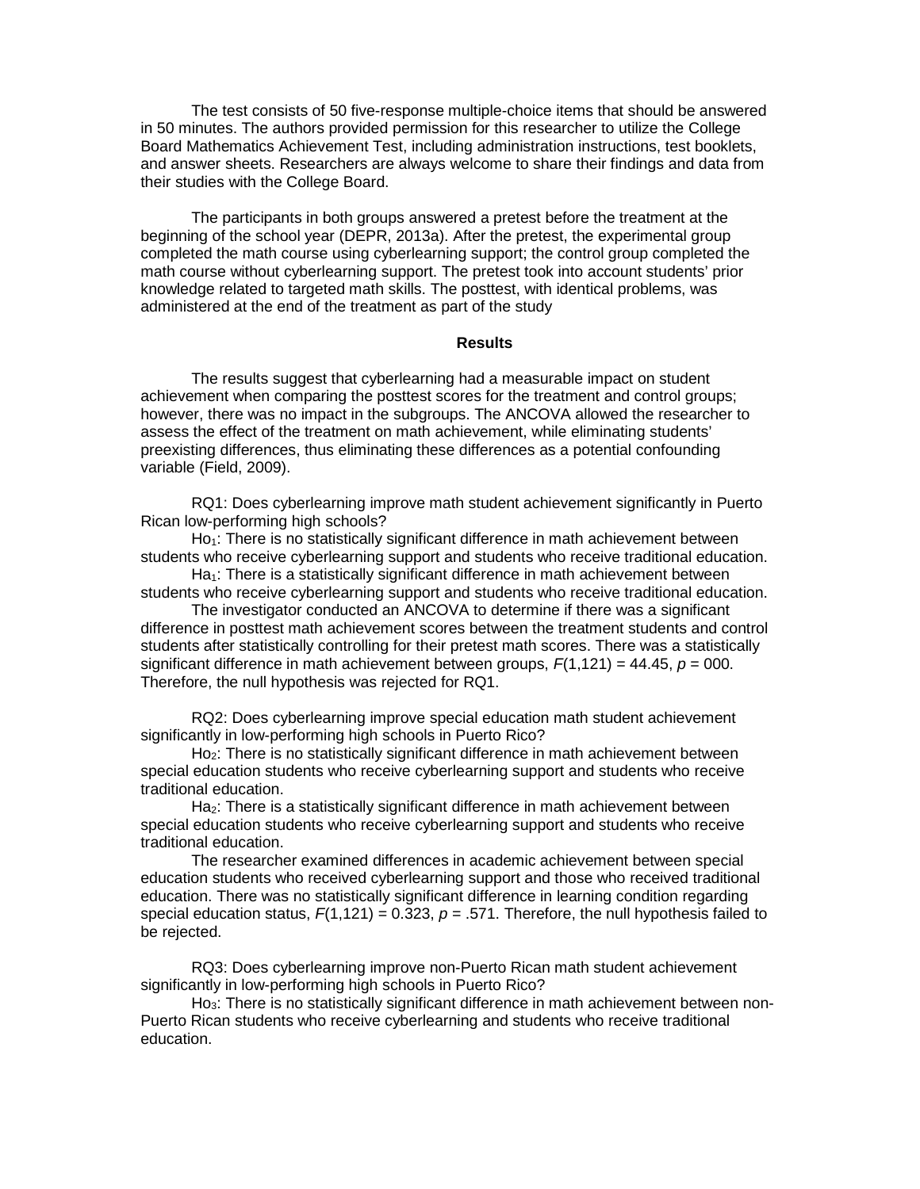The test consists of 50 five-response multiple-choice items that should be answered in 50 minutes. The authors provided permission for this researcher to utilize the College Board Mathematics Achievement Test, including administration instructions, test booklets, and answer sheets. Researchers are always welcome to share their findings and data from their studies with the College Board.

The participants in both groups answered a pretest before the treatment at the beginning of the school year (DEPR, 2013a). After the pretest, the experimental group completed the math course using cyberlearning support; the control group completed the math course without cyberlearning support. The pretest took into account students' prior knowledge related to targeted math skills. The posttest, with identical problems, was administered at the end of the treatment as part of the study

## Results

The results suggest that cyberlearning had a measurable impact on student achievement when comparing the posttest scores for the treatment and control groups; however, there was no impact in the subgroups. The ANCOVA allowed the researcher to assess the effect of the treatment on math achievement, while eliminating students' preexisting differences, thus eliminating these differences as a potential confounding variable (Field, 2009).

RQ1: Does cyberlearning improve math student achievement significantly in Puerto Rican low-performing high schools?

$Ho_1$: There is no statistically significant difference in math achievement between students who receive cyberlearning support and students who receive traditional education.

$Ha_1$: There is a statistically significant difference in math achievement between students who receive cyberlearning support and students who receive traditional education.

The investigator conducted an ANCOVA to determine if there was a significant difference in posttest math achievement scores between the treatment students and control students after statistically controlling for their pretest math scores. There was a statistically significant difference in math achievement between groups, $F(1,121) = 44.45$, $p = 000$. Therefore, the null hypothesis was rejected for RQ1.

RQ2: Does cyberlearning improve special education math student achievement significantly in low-performing high schools in Puerto Rico?

$Ho_2$: There is no statistically significant difference in math achievement between special education students who receive cyberlearning support and students who receive traditional education.

$Ha_2$: There is a statistically significant difference in math achievement between special education students who receive cyberlearning support and students who receive traditional education.

The researcher examined differences in academic achievement between special education students who received cyberlearning support and those who received traditional education. There was no statistically significant difference in learning condition regarding special education status, $F(1,121) = 0.323$, $p = .571$. Therefore, the null hypothesis failed to be rejected.

RQ3: Does cyberlearning improve non-Puerto Rican math student achievement significantly in low-performing high schools in Puerto Rico?

$Ho_3$: There is no statistically significant difference in math achievement between non-Puerto Rican students who receive cyberlearning and students who receive traditional education.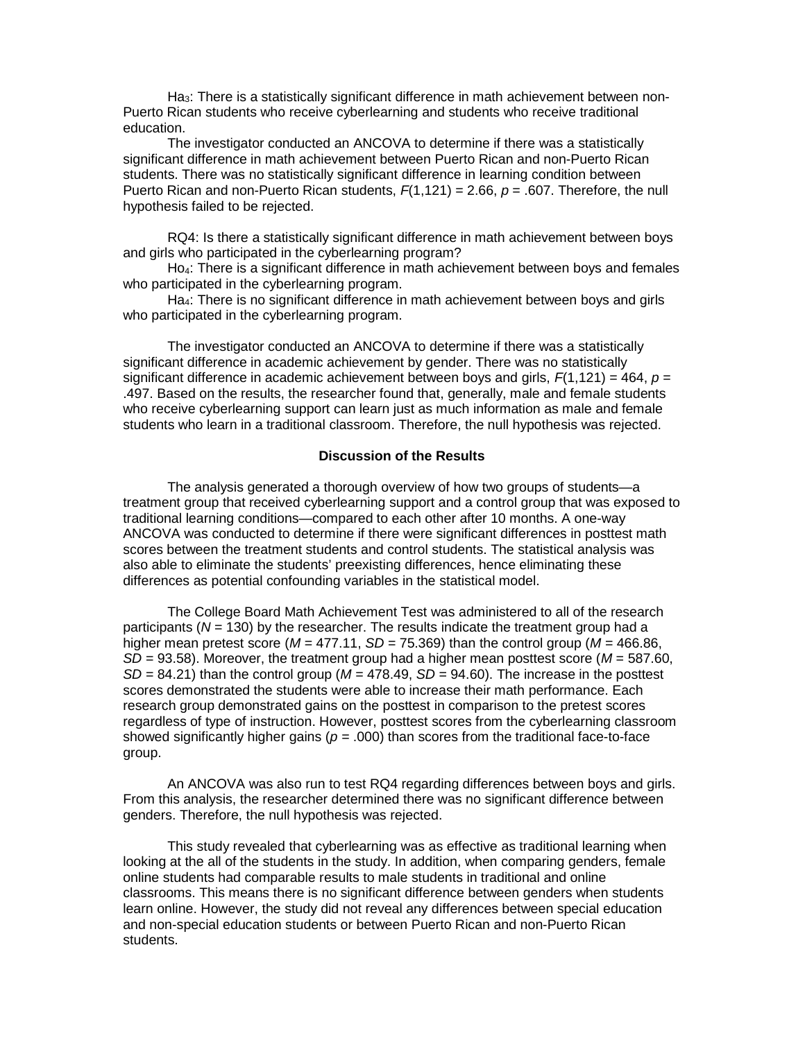Ha$_3$: There is a statistically significant difference in math achievement between non-Puerto Rican students who receive cyberlearning and students who receive traditional education.

The investigator conducted an ANCOVA to determine if there was a statistically significant difference in math achievement between Puerto Rican and non-Puerto Rican students. There was no statistically significant difference in learning condition between Puerto Rican and non-Puerto Rican students, $F(1,121) = 2.66$, $p = .607$. Therefore, the null hypothesis failed to be rejected.

RQ4: Is there a statistically significant difference in math achievement between boys and girls who participated in the cyberlearning program?

Ho$_4$: There is a significant difference in math achievement between boys and females who participated in the cyberlearning program.

Ha$_4$: There is no significant difference in math achievement between boys and girls who participated in the cyberlearning program.

The investigator conducted an ANCOVA to determine if there was a statistically significant difference in academic achievement by gender. There was no statistically significant difference in academic achievement between boys and girls, $F(1,121) = 464$, $p = .497$. Based on the results, the researcher found that, generally, male and female students who receive cyberlearning support can learn just as much information as male and female students who learn in a traditional classroom. Therefore, the null hypothesis was rejected.

### Discussion of the Results

The analysis generated a thorough overview of how two groups of students—a treatment group that received cyberlearning support and a control group that was exposed to traditional learning conditions—compared to each other after 10 months. A one-way ANCOVA was conducted to determine if there were significant differences in posttest math scores between the treatment students and control students. The statistical analysis was also able to eliminate the students' preexisting differences, hence eliminating these differences as potential confounding variables in the statistical model.

The College Board Math Achievement Test was administered to all of the research participants ($N = 130$) by the researcher. The results indicate the treatment group had a higher mean pretest score ($M = 477.11$, $SD = 75.369$) than the control group ($M = 466.86$, $SD = 93.58$). Moreover, the treatment group had a higher mean posttest score ($M = 587.60$, $SD = 84.21$) than the control group ($M = 478.49$, $SD = 94.60$). The increase in the posttest scores demonstrated the students were able to increase their math performance. Each research group demonstrated gains on the posttest in comparison to the pretest scores regardless of type of instruction. However, posttest scores from the cyberlearning classroom showed significantly higher gains ($p = .000$) than scores from the traditional face-to-face group.

An ANCOVA was also run to test RQ4 regarding differences between boys and girls. From this analysis, the researcher determined there was no significant difference between genders. Therefore, the null hypothesis was rejected.

This study revealed that cyberlearning was as effective as traditional learning when looking at the all of the students in the study. In addition, when comparing genders, female online students had comparable results to male students in traditional and online classrooms. This means there is no significant difference between genders when students learn online. However, the study did not reveal any differences between special education and non-special education students or between Puerto Rican and non-Puerto Rican students.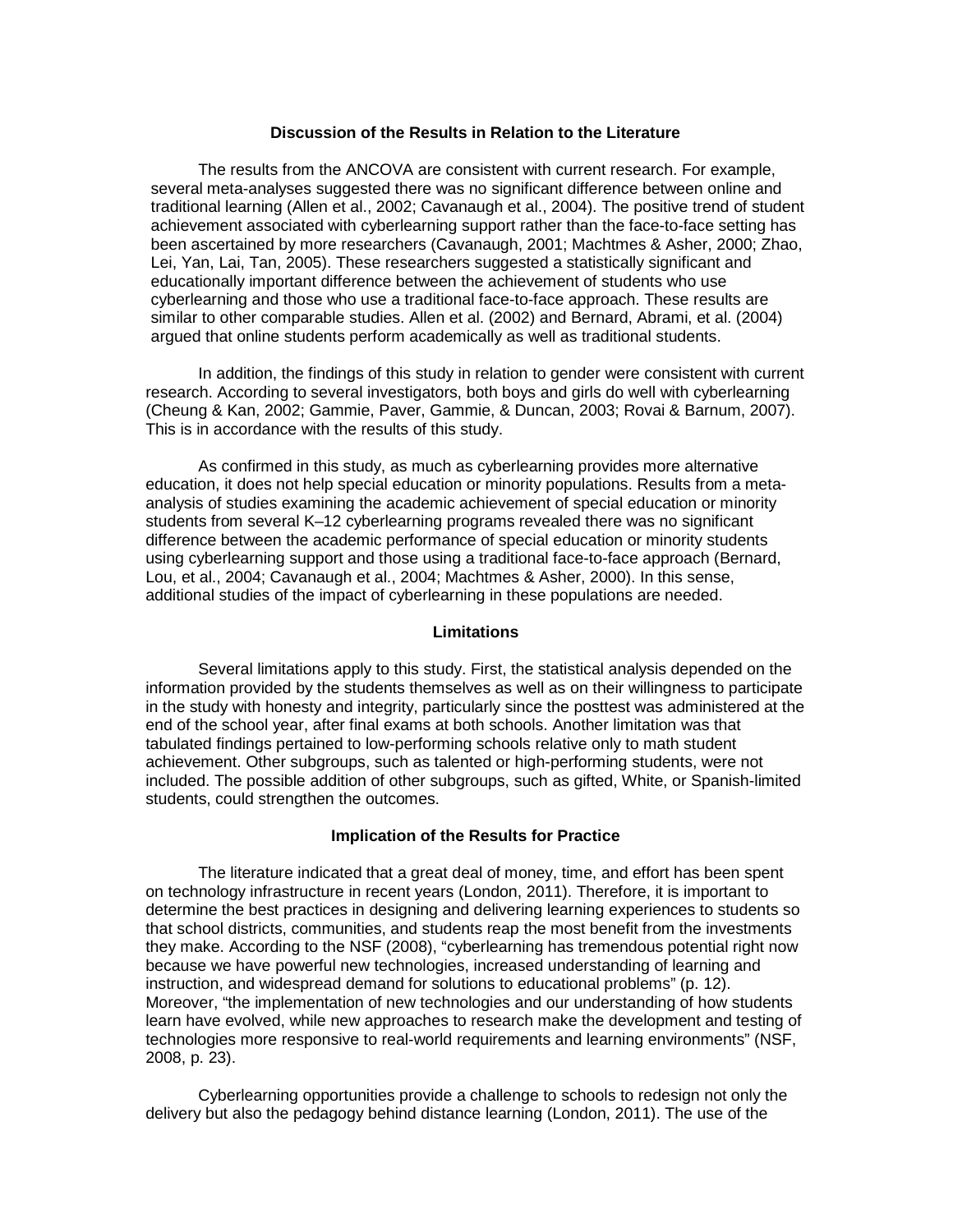## Discussion of the Results in Relation to the Literature

The results from the ANCOVA are consistent with current research. For example, several meta-analyses suggested there was no significant difference between online and traditional learning (Allen et al., 2002; Cavanaugh et al., 2004). The positive trend of student achievement associated with cyberlearning support rather than the face-to-face setting has been ascertained by more researchers (Cavanaugh, 2001; Machtmes & Asher, 2000; Zhao, Lei, Yan, Lai, Tan, 2005). These researchers suggested a statistically significant and educationally important difference between the achievement of students who use cyberlearning and those who use a traditional face-to-face approach. These results are similar to other comparable studies. Allen et al. (2002) and Bernard, Abrami, et al. (2004) argued that online students perform academically as well as traditional students.

In addition, the findings of this study in relation to gender were consistent with current research. According to several investigators, both boys and girls do well with cyberlearning (Cheung & Kan, 2002; Gammie, Paver, Gammie, & Duncan, 2003; Rovai & Barnum, 2007). This is in accordance with the results of this study.

As confirmed in this study, as much as cyberlearning provides more alternative education, it does not help special education or minority populations. Results from a meta-analysis of studies examining the academic achievement of special education or minority students from several K–12 cyberlearning programs revealed there was no significant difference between the academic performance of special education or minority students using cyberlearning support and those using a traditional face-to-face approach (Bernard, Lou, et al., 2004; Cavanaugh et al., 2004; Machtmes & Asher, 2000). In this sense, additional studies of the impact of cyberlearning in these populations are needed.

## Limitations

Several limitations apply to this study. First, the statistical analysis depended on the information provided by the students themselves as well as on their willingness to participate in the study with honesty and integrity, particularly since the posttest was administered at the end of the school year, after final exams at both schools. Another limitation was that tabulated findings pertained to low-performing schools relative only to math student achievement. Other subgroups, such as talented or high-performing students, were not included. The possible addition of other subgroups, such as gifted, White, or Spanish-limited students, could strengthen the outcomes.

## Implication of the Results for Practice

The literature indicated that a great deal of money, time, and effort has been spent on technology infrastructure in recent years (London, 2011). Therefore, it is important to determine the best practices in designing and delivering learning experiences to students so that school districts, communities, and students reap the most benefit from the investments they make. According to the NSF (2008), "cyberlearning has tremendous potential right now because we have powerful new technologies, increased understanding of learning and instruction, and widespread demand for solutions to educational problems" (p. 12). Moreover, "the implementation of new technologies and our understanding of how students learn have evolved, while new approaches to research make the development and testing of technologies more responsive to real-world requirements and learning environments" (NSF, 2008, p. 23).

Cyberlearning opportunities provide a challenge to schools to redesign not only the delivery but also the pedagogy behind distance learning (London, 2011). The use of the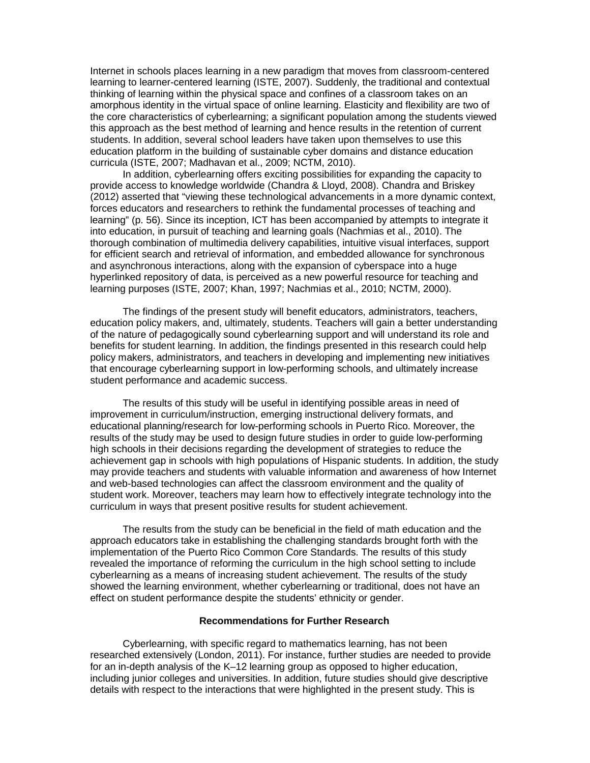Internet in schools places learning in a new paradigm that moves from classroom-centered learning to learner-centered learning (ISTE, 2007). Suddenly, the traditional and contextual thinking of learning within the physical space and confines of a classroom takes on an amorphous identity in the virtual space of online learning. Elasticity and flexibility are two of the core characteristics of cyberlearning; a significant population among the students viewed this approach as the best method of learning and hence results in the retention of current students. In addition, several school leaders have taken upon themselves to use this education platform in the building of sustainable cyber domains and distance education curricula (ISTE, 2007; Madhavan et al., 2009; NCTM, 2010).

In addition, cyberlearning offers exciting possibilities for expanding the capacity to provide access to knowledge worldwide (Chandra & Lloyd, 2008). Chandra and Briskey (2012) asserted that "viewing these technological advancements in a more dynamic context, forces educators and researchers to rethink the fundamental processes of teaching and learning" (p. 56). Since its inception, ICT has been accompanied by attempts to integrate it into education, in pursuit of teaching and learning goals (Nachmias et al., 2010). The thorough combination of multimedia delivery capabilities, intuitive visual interfaces, support for efficient search and retrieval of information, and embedded allowance for synchronous and asynchronous interactions, along with the expansion of cyberspace into a huge hyperlinked repository of data, is perceived as a new powerful resource for teaching and learning purposes (ISTE, 2007; Khan, 1997; Nachmias et al., 2010; NCTM, 2000).

The findings of the present study will benefit educators, administrators, teachers, education policy makers, and, ultimately, students. Teachers will gain a better understanding of the nature of pedagogically sound cyberlearning support and will understand its role and benefits for student learning. In addition, the findings presented in this research could help policy makers, administrators, and teachers in developing and implementing new initiatives that encourage cyberlearning support in low-performing schools, and ultimately increase student performance and academic success.

The results of this study will be useful in identifying possible areas in need of improvement in curriculum/instruction, emerging instructional delivery formats, and educational planning/research for low-performing schools in Puerto Rico. Moreover, the results of the study may be used to design future studies in order to guide low-performing high schools in their decisions regarding the development of strategies to reduce the achievement gap in schools with high populations of Hispanic students. In addition, the study may provide teachers and students with valuable information and awareness of how Internet and web-based technologies can affect the classroom environment and the quality of student work. Moreover, teachers may learn how to effectively integrate technology into the curriculum in ways that present positive results for student achievement.

The results from the study can be beneficial in the field of math education and the approach educators take in establishing the challenging standards brought forth with the implementation of the Puerto Rico Common Core Standards. The results of this study revealed the importance of reforming the curriculum in the high school setting to include cyberlearning as a means of increasing student achievement. The results of the study showed the learning environment, whether cyberlearning or traditional, does not have an effect on student performance despite the students' ethnicity or gender.

## Recommendations for Further Research

Cyberlearning, with specific regard to mathematics learning, has not been researched extensively (London, 2011). For instance, further studies are needed to provide for an in-depth analysis of the K–12 learning group as opposed to higher education, including junior colleges and universities. In addition, future studies should give descriptive details with respect to the interactions that were highlighted in the present study. This is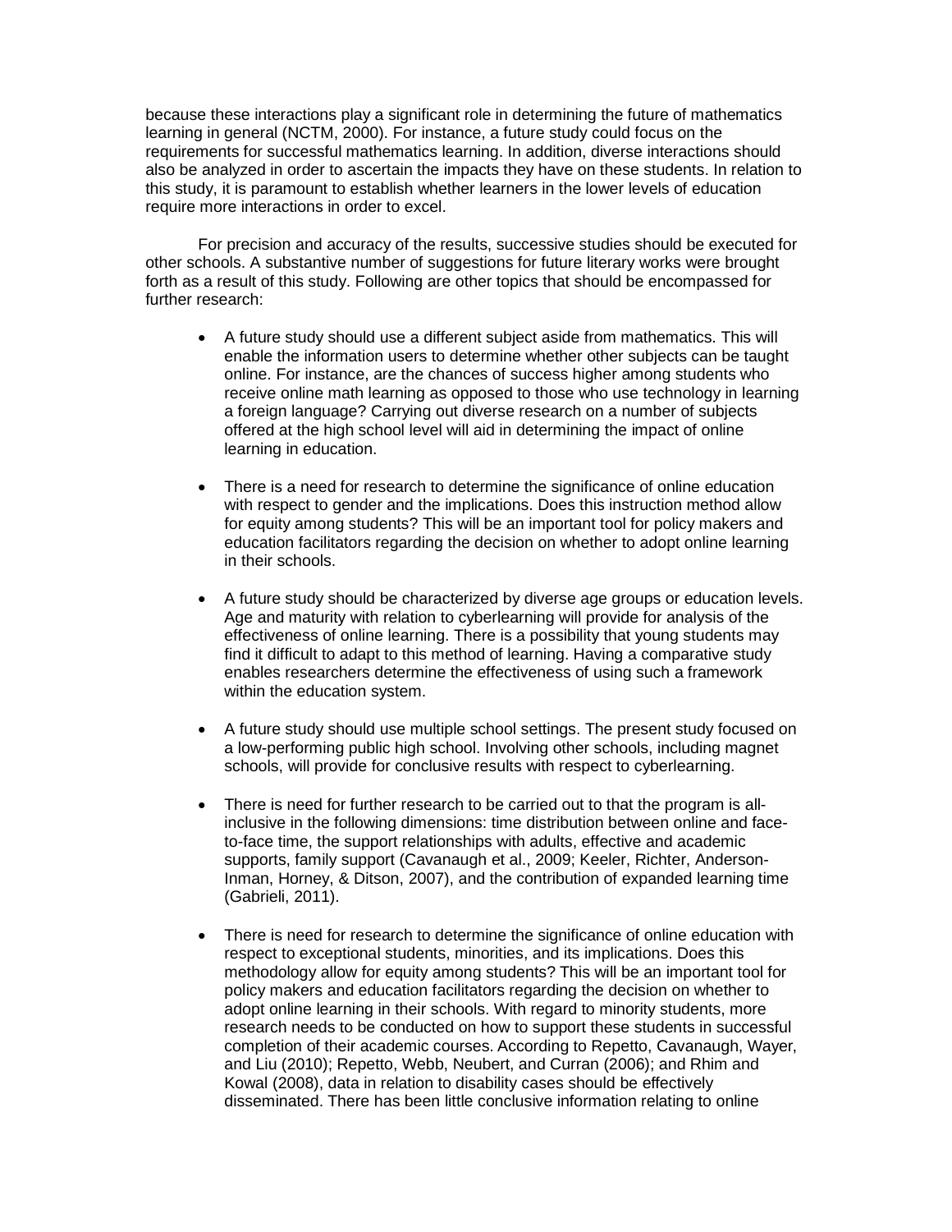because these interactions play a significant role in determining the future of mathematics learning in general (NCTM, 2000). For instance, a future study could focus on the requirements for successful mathematics learning. In addition, diverse interactions should also be analyzed in order to ascertain the impacts they have on these students. In relation to this study, it is paramount to establish whether learners in the lower levels of education require more interactions in order to excel.

For precision and accuracy of the results, successive studies should be executed for other schools. A substantive number of suggestions for future literary works were brought forth as a result of this study. Following are other topics that should be encompassed for further research:

- A future study should use a different subject aside from mathematics. This will enable the information users to determine whether other subjects can be taught online. For instance, are the chances of success higher among students who receive online math learning as opposed to those who use technology in learning a foreign language? Carrying out diverse research on a number of subjects offered at the high school level will aid in determining the impact of online learning in education.

- There is a need for research to determine the significance of online education with respect to gender and the implications. Does this instruction method allow for equity among students? This will be an important tool for policy makers and education facilitators regarding the decision on whether to adopt online learning in their schools.

- A future study should be characterized by diverse age groups or education levels. Age and maturity with relation to cyberlearning will provide for analysis of the effectiveness of online learning. There is a possibility that young students may find it difficult to adapt to this method of learning. Having a comparative study enables researchers determine the effectiveness of using such a framework within the education system.

- A future study should use multiple school settings. The present study focused on a low-performing public high school. Involving other schools, including magnet schools, will provide for conclusive results with respect to cyberlearning.

- There is need for further research to be carried out to that the program is all-inclusive in the following dimensions: time distribution between online and face-to-face time, the support relationships with adults, effective and academic supports, family support (Cavanaugh et al., 2009; Keeler, Richter, Anderson-Inman, Horney, & Ditson, 2007), and the contribution of expanded learning time (Gabrieli, 2011).

- There is need for research to determine the significance of online education with respect to exceptional students, minorities, and its implications. Does this methodology allow for equity among students? This will be an important tool for policy makers and education facilitators regarding the decision on whether to adopt online learning in their schools. With regard to minority students, more research needs to be conducted on how to support these students in successful completion of their academic courses. According to Repetto, Cavanaugh, Wayer, and Liu (2010); Repetto, Webb, Neubert, and Curran (2006); and Rhim and Kowal (2008), data in relation to disability cases should be effectively disseminated. There has been little conclusive information relating to online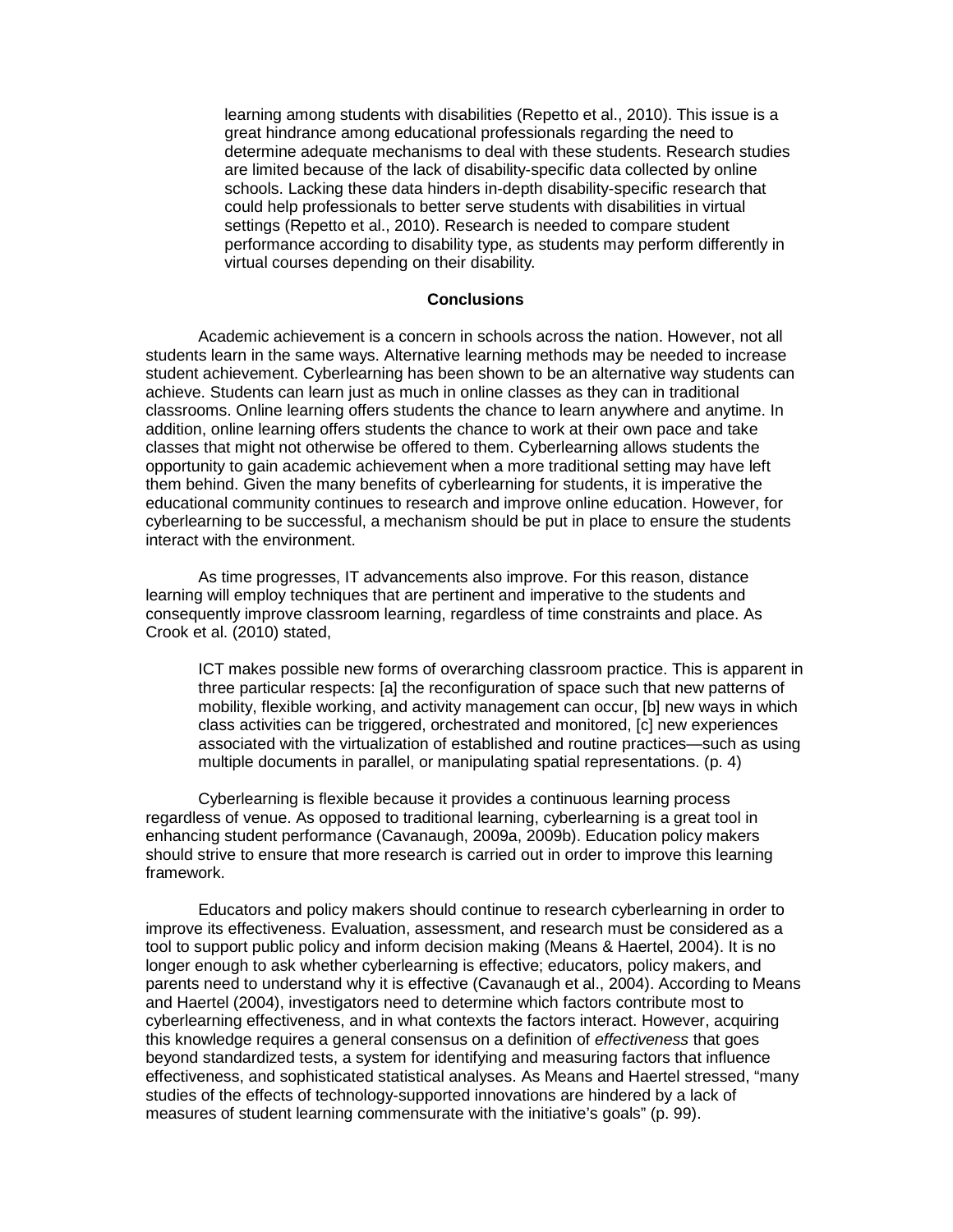learning among students with disabilities (Repetto et al., 2010). This issue is a great hindrance among educational professionals regarding the need to determine adequate mechanisms to deal with these students. Research studies are limited because of the lack of disability-specific data collected by online schools. Lacking these data hinders in-depth disability-specific research that could help professionals to better serve students with disabilities in virtual settings (Repetto et al., 2010). Research is needed to compare student performance according to disability type, as students may perform differently in virtual courses depending on their disability.

## Conclusions

Academic achievement is a concern in schools across the nation. However, not all students learn in the same ways. Alternative learning methods may be needed to increase student achievement. Cyberlearning has been shown to be an alternative way students can achieve. Students can learn just as much in online classes as they can in traditional classrooms. Online learning offers students the chance to learn anywhere and anytime. In addition, online learning offers students the chance to work at their own pace and take classes that might not otherwise be offered to them. Cyberlearning allows students the opportunity to gain academic achievement when a more traditional setting may have left them behind. Given the many benefits of cyberlearning for students, it is imperative the educational community continues to research and improve online education. However, for cyberlearning to be successful, a mechanism should be put in place to ensure the students interact with the environment.

As time progresses, IT advancements also improve. For this reason, distance learning will employ techniques that are pertinent and imperative to the students and consequently improve classroom learning, regardless of time constraints and place. As Crook et al. (2010) stated,

> ICT makes possible new forms of overarching classroom practice. This is apparent in three particular respects: [a] the reconfiguration of space such that new patterns of mobility, flexible working, and activity management can occur, [b] new ways in which class activities can be triggered, orchestrated and monitored, [c] new experiences associated with the virtualization of established and routine practices—such as using multiple documents in parallel, or manipulating spatial representations. (p. 4)

Cyberlearning is flexible because it provides a continuous learning process regardless of venue. As opposed to traditional learning, cyberlearning is a great tool in enhancing student performance (Cavanaugh, 2009a, 2009b). Education policy makers should strive to ensure that more research is carried out in order to improve this learning framework.

Educators and policy makers should continue to research cyberlearning in order to improve its effectiveness. Evaluation, assessment, and research must be considered as a tool to support public policy and inform decision making (Means & Haertel, 2004). It is no longer enough to ask whether cyberlearning is effective; educators, policy makers, and parents need to understand why it is effective (Cavanaugh et al., 2004). According to Means and Haertel (2004), investigators need to determine which factors contribute most to cyberlearning effectiveness, and in what contexts the factors interact. However, acquiring this knowledge requires a general consensus on a definition of *effectiveness* that goes beyond standardized tests, a system for identifying and measuring factors that influence effectiveness, and sophisticated statistical analyses. As Means and Haertel stressed, "many studies of the effects of technology-supported innovations are hindered by a lack of measures of student learning commensurate with the initiative's goals" (p. 99).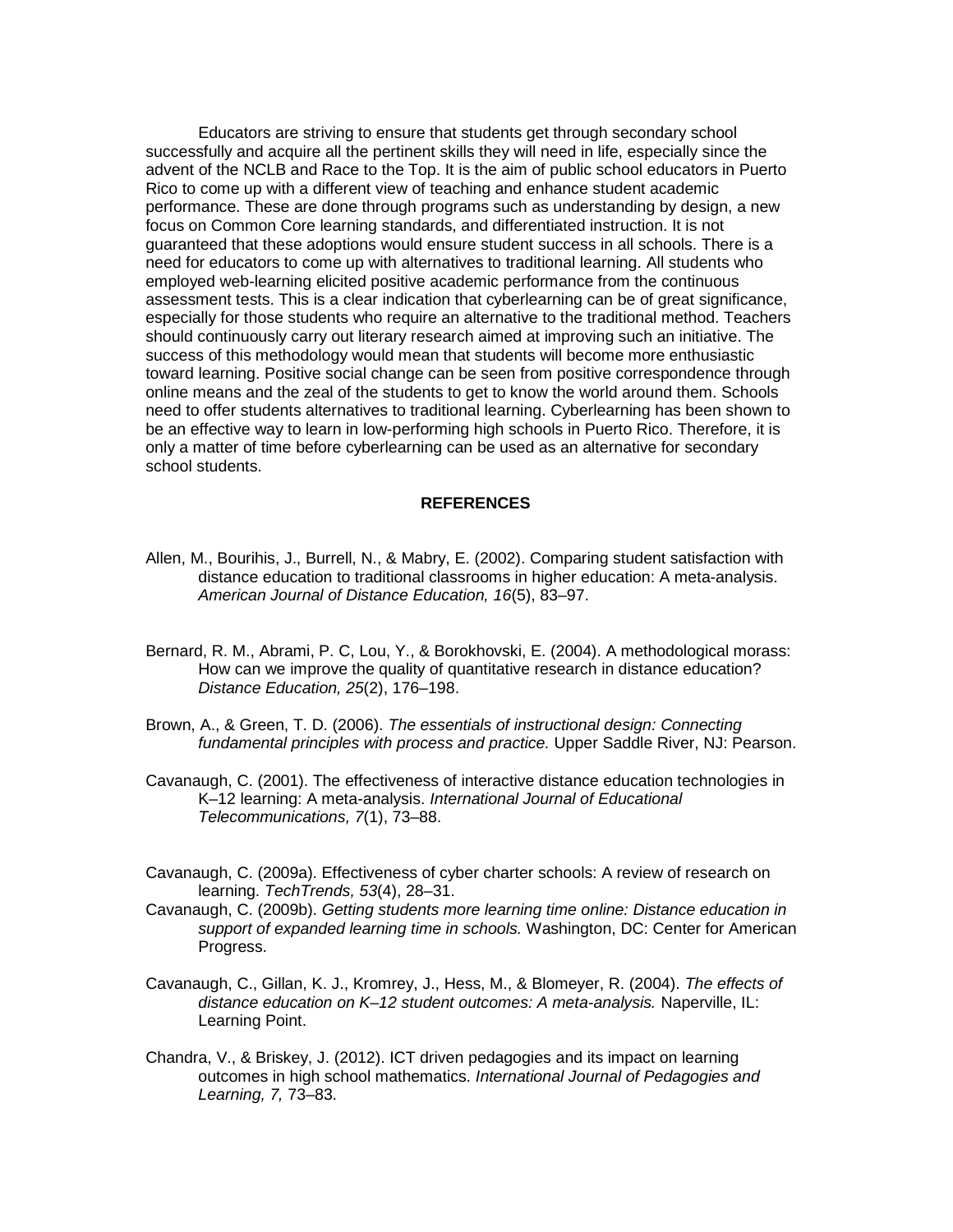Educators are striving to ensure that students get through secondary school successfully and acquire all the pertinent skills they will need in life, especially since the advent of the NCLB and Race to the Top. It is the aim of public school educators in Puerto Rico to come up with a different view of teaching and enhance student academic performance. These are done through programs such as understanding by design, a new focus on Common Core learning standards, and differentiated instruction. It is not guaranteed that these adoptions would ensure student success in all schools. There is a need for educators to come up with alternatives to traditional learning. All students who employed web-learning elicited positive academic performance from the continuous assessment tests. This is a clear indication that cyberlearning can be of great significance, especially for those students who require an alternative to the traditional method. Teachers should continuously carry out literary research aimed at improving such an initiative. The success of this methodology would mean that students will become more enthusiastic toward learning. Positive social change can be seen from positive correspondence through online means and the zeal of the students to get to know the world around them. Schools need to offer students alternatives to traditional learning. Cyberlearning has been shown to be an effective way to learn in low-performing high schools in Puerto Rico. Therefore, it is only a matter of time before cyberlearning can be used as an alternative for secondary school students.

## REFERENCES

Allen, M., Bourihis, J., Burrell, N., & Mabry, E. (2002). Comparing student satisfaction with distance education to traditional classrooms in higher education: A meta-analysis. *American Journal of Distance Education, 16*(5), 83–97.

Bernard, R. M., Abrami, P. C, Lou, Y., & Borokhovski, E. (2004). A methodological morass: How can we improve the quality of quantitative research in distance education? *Distance Education, 25*(2), 176–198.

Brown, A., & Green, T. D. (2006). *The essentials of instructional design: Connecting fundamental principles with process and practice.* Upper Saddle River, NJ: Pearson.

Cavanaugh, C. (2001). The effectiveness of interactive distance education technologies in K–12 learning: A meta-analysis. *International Journal of Educational Telecommunications, 7*(1), 73–88.

Cavanaugh, C. (2009a). Effectiveness of cyber charter schools: A review of research on learning. *TechTrends, 53*(4), 28–31.

Cavanaugh, C. (2009b). *Getting students more learning time online: Distance education in support of expanded learning time in schools.* Washington, DC: Center for American Progress.

Cavanaugh, C., Gillan, K. J., Kromrey, J., Hess, M., & Blomeyer, R. (2004). *The effects of distance education on K–12 student outcomes: A meta-analysis.* Naperville, IL: Learning Point.

Chandra, V., & Briskey, J. (2012). ICT driven pedagogies and its impact on learning outcomes in high school mathematics. *International Journal of Pedagogies and Learning, 7,* 73–83.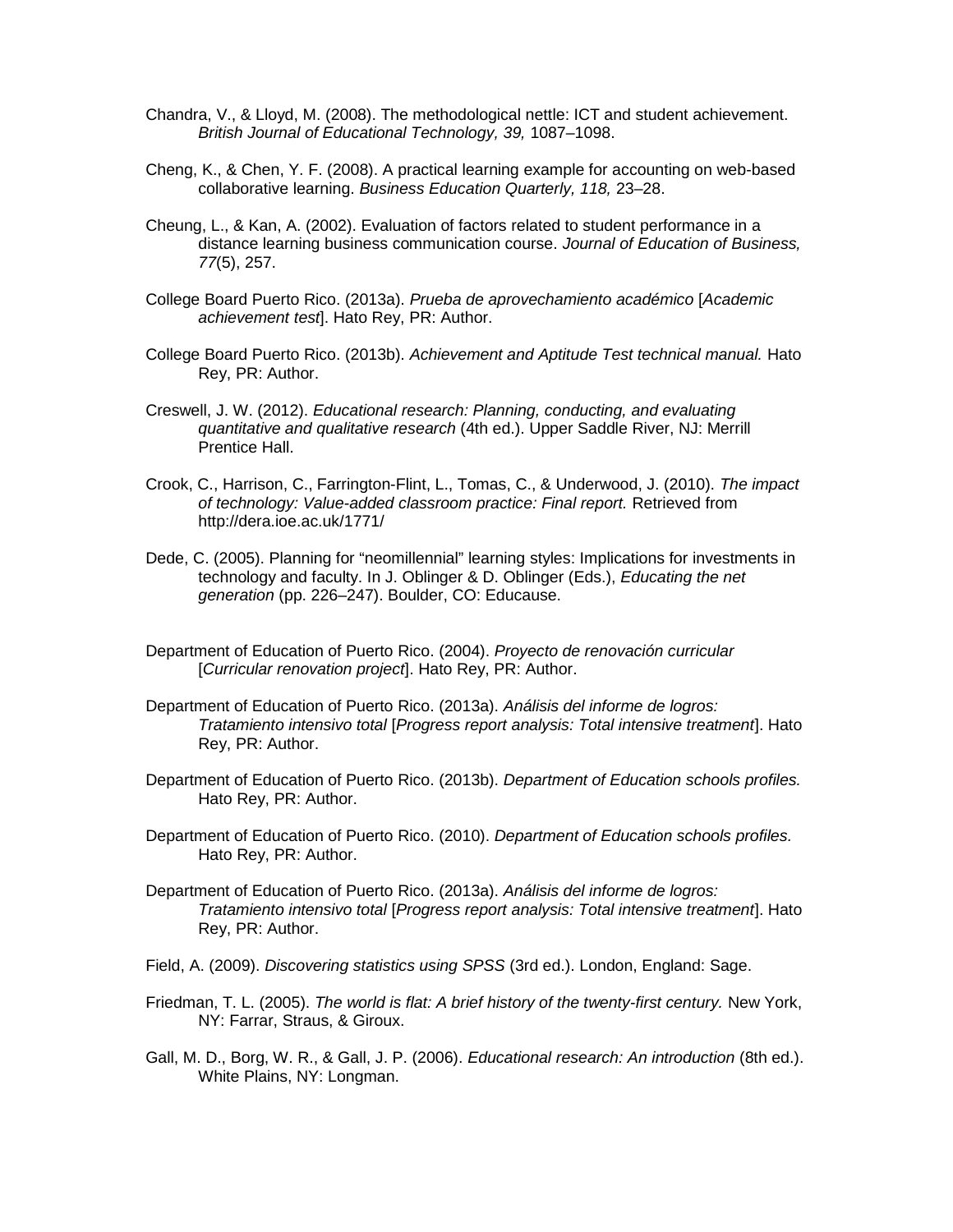Chandra, V., & Lloyd, M. (2008). The methodological nettle: ICT and student achievement. *British Journal of Educational Technology, 39,* 1087–1098.

Cheng, K., & Chen, Y. F. (2008). A practical learning example for accounting on web-based collaborative learning. *Business Education Quarterly, 118,* 23–28.

Cheung, L., & Kan, A. (2002). Evaluation of factors related to student performance in a distance learning business communication course. *Journal of Education of Business, 77*(5), 257.

College Board Puerto Rico. (2013a). *Prueba de aprovechamiento académico* [*Academic achievement test*]. Hato Rey, PR: Author.

College Board Puerto Rico. (2013b). *Achievement and Aptitude Test technical manual.* Hato Rey, PR: Author.

Creswell, J. W. (2012). *Educational research: Planning, conducting, and evaluating quantitative and qualitative research* (4th ed.). Upper Saddle River, NJ: Merrill Prentice Hall.

Crook, C., Harrison, C., Farrington-Flint, L., Tomas, C., & Underwood, J. (2010). *The impact of technology: Value-added classroom practice: Final report.* Retrieved from http://dera.ioe.ac.uk/1771/

Dede, C. (2005). Planning for "neomillennial" learning styles: Implications for investments in technology and faculty. In J. Oblinger & D. Oblinger (Eds.), *Educating the net generation* (pp. 226–247). Boulder, CO: Educause.

Department of Education of Puerto Rico. (2004). *Proyecto de renovación curricular* [*Curricular renovation project*]. Hato Rey, PR: Author.

Department of Education of Puerto Rico. (2013a). *Análisis del informe de logros: Tratamiento intensivo total* [*Progress report analysis: Total intensive treatment*]. Hato Rey, PR: Author.

Department of Education of Puerto Rico. (2013b). *Department of Education schools profiles.* Hato Rey, PR: Author.

Department of Education of Puerto Rico. (2010). *Department of Education schools profiles.* Hato Rey, PR: Author.

Department of Education of Puerto Rico. (2013a). *Análisis del informe de logros: Tratamiento intensivo total* [*Progress report analysis: Total intensive treatment*]. Hato Rey, PR: Author.

Field, A. (2009). *Discovering statistics using SPSS* (3rd ed.). London, England: Sage.

Friedman, T. L. (2005). *The world is flat: A brief history of the twenty-first century.* New York, NY: Farrar, Straus, & Giroux.

Gall, M. D., Borg, W. R., & Gall, J. P. (2006). *Educational research: An introduction* (8th ed.). White Plains, NY: Longman.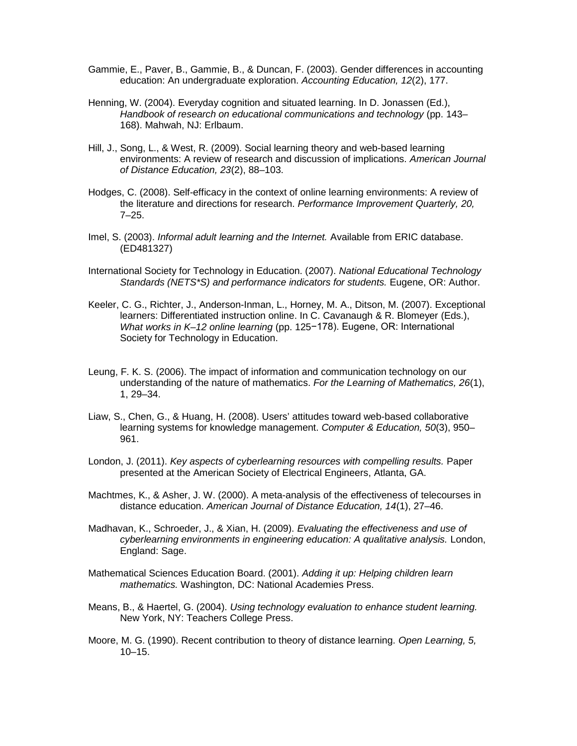Gammie, E., Paver, B., Gammie, B., & Duncan, F. (2003). Gender differences in accounting education: An undergraduate exploration. *Accounting Education, 12*(2), 177.

Henning, W. (2004). Everyday cognition and situated learning. In D. Jonassen (Ed.), *Handbook of research on educational communications and technology* (pp. 143–168). Mahwah, NJ: Erlbaum.

Hill, J., Song, L., & West, R. (2009). Social learning theory and web-based learning environments: A review of research and discussion of implications. *American Journal of Distance Education, 23*(2), 88–103.

Hodges, C. (2008). Self-efficacy in the context of online learning environments: A review of the literature and directions for research. *Performance Improvement Quarterly, 20,* 7–25.

Imel, S. (2003). *Informal adult learning and the Internet.* Available from ERIC database. (ED481327)

International Society for Technology in Education. (2007). *National Educational Technology Standards (NETS*S) and performance indicators for students.* Eugene, OR: Author.

Keeler, C. G., Richter, J., Anderson-Inman, L., Horney, M. A., Ditson, M. (2007). Exceptional learners: Differentiated instruction online. In C. Cavanaugh & R. Blomeyer (Eds.), *What works in K–12 online learning* (pp. 125−178). Eugene, OR: International Society for Technology in Education.

Leung, F. K. S. (2006). The impact of information and communication technology on our understanding of the nature of mathematics. *For the Learning of Mathematics, 26*(1), 1, 29–34.

Liaw, S., Chen, G., & Huang, H. (2008). Users' attitudes toward web-based collaborative learning systems for knowledge management. *Computer & Education, 50*(3), 950–961.

London, J. (2011). *Key aspects of cyberlearning resources with compelling results.* Paper presented at the American Society of Electrical Engineers, Atlanta, GA.

Machtmes, K., & Asher, J. W. (2000). A meta-analysis of the effectiveness of telecourses in distance education. *American Journal of Distance Education, 14*(1), 27–46.

Madhavan, K., Schroeder, J., & Xian, H. (2009). *Evaluating the effectiveness and use of cyberlearning environments in engineering education: A qualitative analysis.* London, England: Sage.

Mathematical Sciences Education Board. (2001). *Adding it up: Helping children learn mathematics.* Washington, DC: National Academies Press.

Means, B., & Haertel, G. (2004). *Using technology evaluation to enhance student learning.* New York, NY: Teachers College Press.

Moore, M. G. (1990). Recent contribution to theory of distance learning. *Open Learning, 5,* 10–15.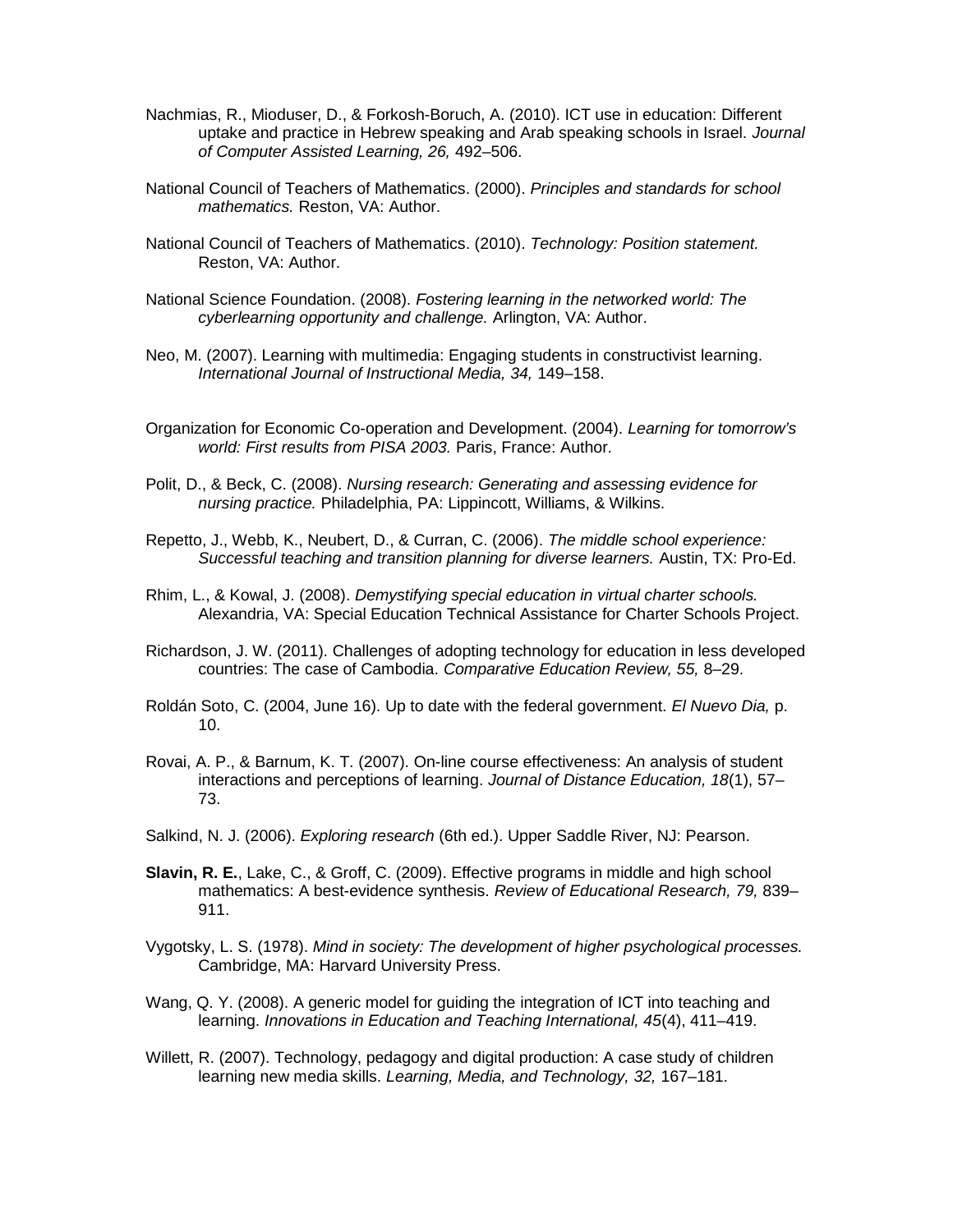Nachmias, R., Mioduser, D., & Forkosh-Boruch, A. (2010). ICT use in education: Different uptake and practice in Hebrew speaking and Arab speaking schools in Israel. *Journal of Computer Assisted Learning, 26,* 492–506.

National Council of Teachers of Mathematics. (2000). *Principles and standards for school mathematics.* Reston, VA: Author.

National Council of Teachers of Mathematics. (2010). *Technology: Position statement.* Reston, VA: Author.

National Science Foundation. (2008). *Fostering learning in the networked world: The cyberlearning opportunity and challenge.* Arlington, VA: Author.

Neo, M. (2007). Learning with multimedia: Engaging students in constructivist learning. *International Journal of Instructional Media, 34,* 149–158.

Organization for Economic Co-operation and Development. (2004). *Learning for tomorrow's world: First results from PISA 2003.* Paris, France: Author.

Polit, D., & Beck, C. (2008). *Nursing research: Generating and assessing evidence for nursing practice.* Philadelphia, PA: Lippincott, Williams, & Wilkins.

Repetto, J., Webb, K., Neubert, D., & Curran, C. (2006). *The middle school experience: Successful teaching and transition planning for diverse learners.* Austin, TX: Pro-Ed.

Rhim, L., & Kowal, J. (2008). *Demystifying special education in virtual charter schools.* Alexandria, VA: Special Education Technical Assistance for Charter Schools Project.

Richardson, J. W. (2011). Challenges of adopting technology for education in less developed countries: The case of Cambodia. *Comparative Education Review, 55,* 8–29.

Roldán Soto, C. (2004, June 16). Up to date with the federal government. *El Nuevo Dia,* p. 10.

Rovai, A. P., & Barnum, K. T. (2007). On-line course effectiveness: An analysis of student interactions and perceptions of learning. *Journal of Distance Education, 18*(1), 57–73.

Salkind, N. J. (2006). *Exploring research* (6th ed.). Upper Saddle River, NJ: Pearson.

**Slavin, R. E.**, Lake, C., & Groff, C. (2009). Effective programs in middle and high school mathematics: A best-evidence synthesis. *Review of Educational Research, 79,* 839–911.

Vygotsky, L. S. (1978). *Mind in society: The development of higher psychological processes.* Cambridge, MA: Harvard University Press.

Wang, Q. Y. (2008). A generic model for guiding the integration of ICT into teaching and learning. *Innovations in Education and Teaching International, 45*(4), 411–419.

Willett, R. (2007). Technology, pedagogy and digital production: A case study of children learning new media skills. *Learning, Media, and Technology, 32,* 167–181.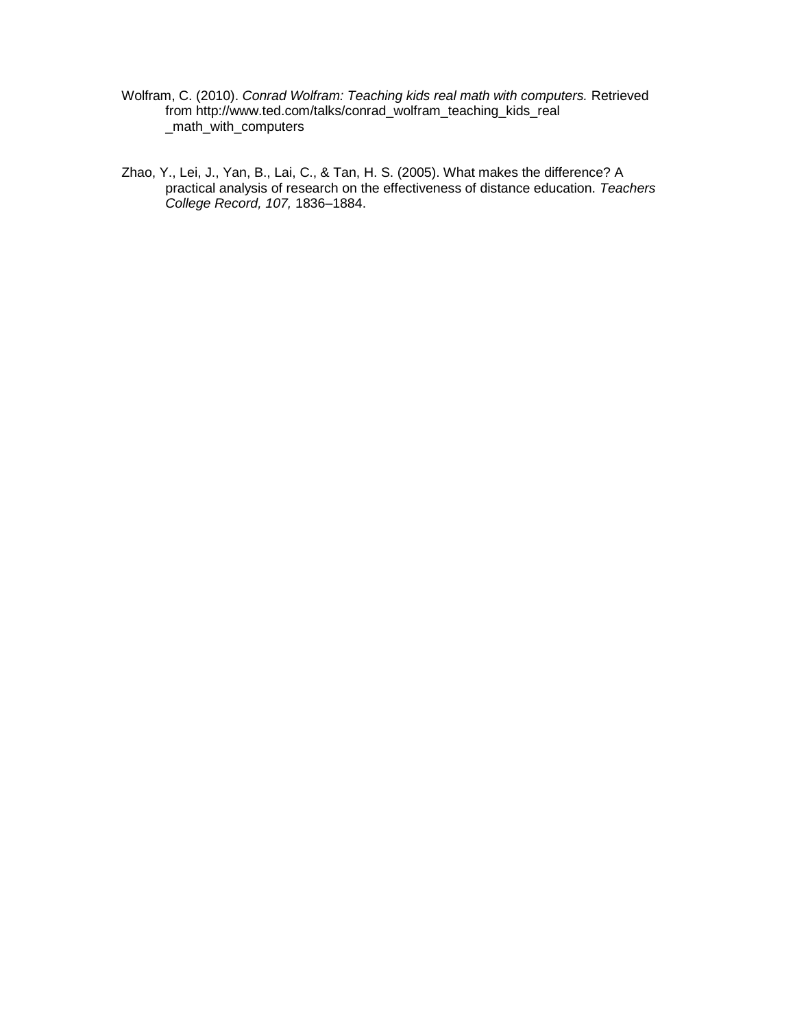Wolfram, C. (2010). *Conrad Wolfram: Teaching kids real math with computers.* Retrieved from http://www.ted.com/talks/conrad_wolfram_teaching_kids_real_math_with_computers

Zhao, Y., Lei, J., Yan, B., Lai, C., & Tan, H. S. (2005). What makes the difference? A practical analysis of research on the effectiveness of distance education. *Teachers College Record, 107,* 1836–1884.